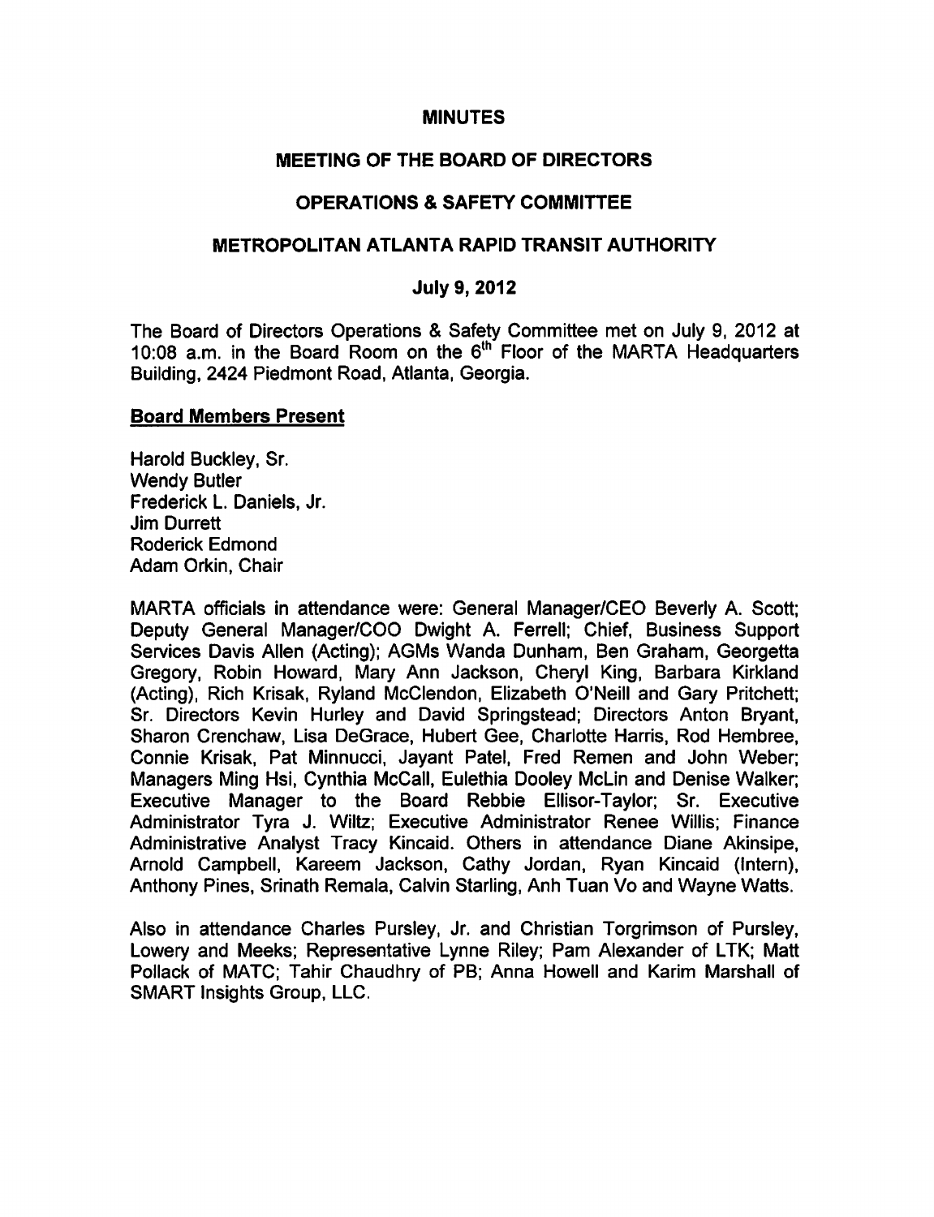# MINUTES

## MEETING OF THE BOARD OF DIRECTORS

## OPERATIONS & SAFETY COMMITTEE

## METROPOLITAN ATLANTA RAPID TRANSIT AUTHORITY

## July 9, 2012

The Board of Directors Operations & Safety Committee met on July 9, 2012 at 10:08 a.m. in the Board Room on the 6th Floor of the MARTA Headquarters Building, 2424 Piedmont Road, Atlanta, Georgia.

### Board Members Present

Harold Buckley, Sr.
Wendy Butler
Frederick L. Daniels, Jr.
Jim Durrett
Roderick Edmond
Adam Orkin, Chair

MARTA officials in attendance were: General Manager/CEO Beverly A. Scott; Deputy General Manager/COO Dwight A. Ferrell; Chief, Business Support Services Davis Allen (Acting); AGMs Wanda Dunham, Ben Graham, Georgetta Gregory, Robin Howard, Mary Ann Jackson, Cheryl King, Barbara Kirkland (Acting), Rich Krisak, Ryland McClendon, Elizabeth O'Neill and Gary Pritchett; Sr. Directors Kevin Hurley and David Springstead; Directors Anton Bryant, Sharon Crenchaw, Lisa DeGrace, Hubert Gee, Charlotte Harris, Rod Hembree, Connie Krisak, Pat Minnucci, Jayant Patel, Fred Remen and John Weber; Managers Ming Hsi, Cynthia McCall, Eulethia Dooley McLin and Denise Walker; Executive Manager to the Board Rebbie Ellisor-Taylor; Sr. Executive Administrator Tyra J. Wiltz; Executive Administrator Renee Willis; Finance Administrative Analyst Tracy Kincaid. Others in attendance Diane Akinsipe, Arnold Campbell, Kareem Jackson, Cathy Jordan, Ryan Kincaid (Intern), Anthony Pines, Srinath Remala, Calvin Starling, Anh Tuan Vo and Wayne Watts.

Also in attendance Charles Pursley, Jr. and Christian Torgrimson of Pursley, Lowery and Meeks; Representative Lynne Riley; Pam Alexander of LTK; Matt Pollack of MATC; Tahir Chaudhry of PB; Anna Howell and Karim Marshall of SMART Insights Group, LLC.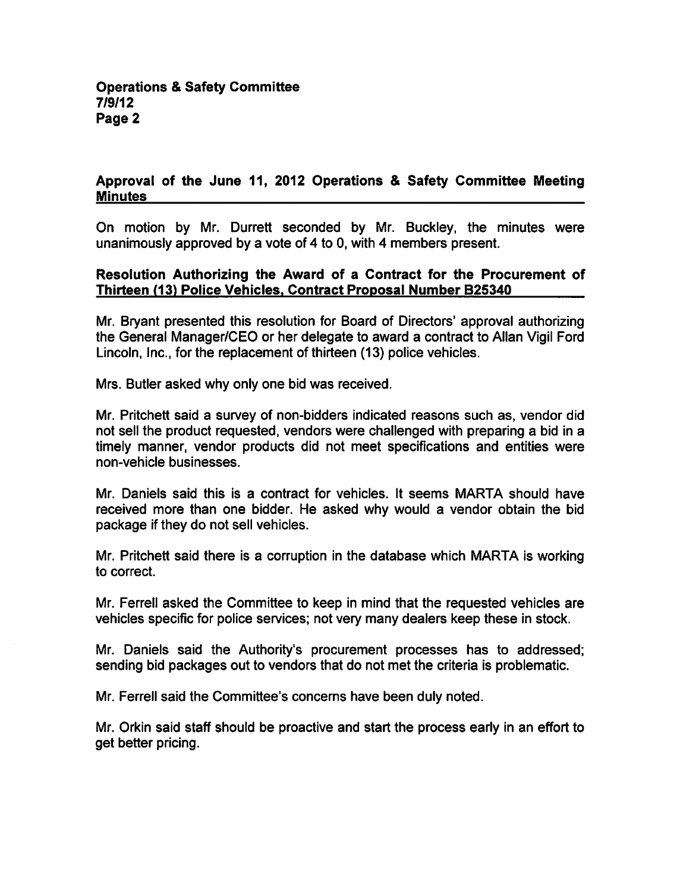## Approval of the June 11, 2012 Operations & Safety Committee Meeting Minutes

On motion by Mr. Durrett seconded by Mr. Buckley, the minutes were unanimously approved by a vote of 4 to 0, with 4 members present.

## Resolution Authorizing the Award of a Contract for the Procurement of Thirteen (13) Police Vehicles, Contract Proposal Number B25340

Mr. Bryant presented this resolution for Board of Directors' approval authorizing the General Manager/CEO or her delegate to award a contract to Allan Vigil Ford Lincoln, Inc., for the replacement of thirteen (13) police vehicles.

Mrs. Butler asked why only one bid was received.

Mr. Pritchett said a survey of non-bidders indicated reasons such as, vendor did not sell the product requested, vendors were challenged with preparing a bid in a timely manner, vendor products did not meet specifications and entities were non-vehicle businesses.

Mr. Daniels said this is a contract for vehicles. It seems MARTA should have received more than one bidder. He asked why would a vendor obtain the bid package if they do not sell vehicles.

Mr. Pritchett said there is a corruption in the database which MARTA is working to correct.

Mr. Ferrell asked the Committee to keep in mind that the requested vehicles are vehicles specific for police services; not very many dealers keep these in stock.

Mr. Daniels said the Authority's procurement processes has to addressed; sending bid packages out to vendors that do not met the criteria is problematic.

Mr. Ferrell said the Committee's concerns have been duly noted.

Mr. Orkin said staff should be proactive and start the process early in an effort to get better pricing.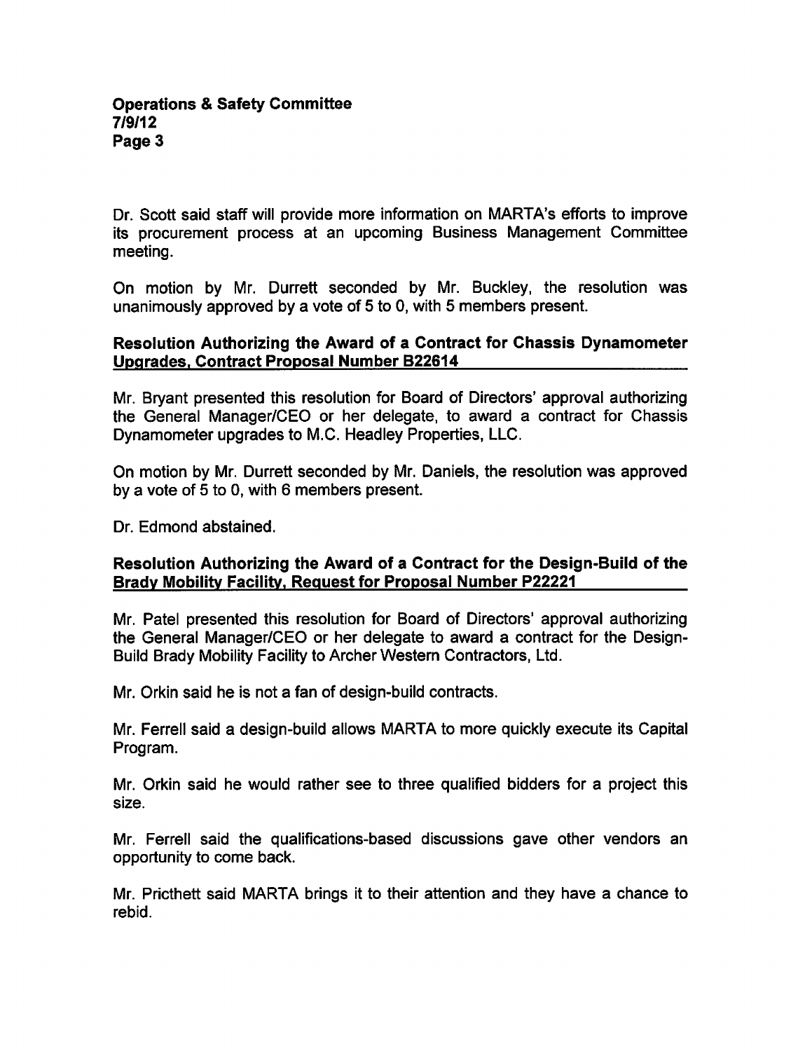Dr. Scott said staff will provide more information on MARTA's efforts to improve its procurement process at an upcoming Business Management Committee meeting.

On motion by Mr. Durrett seconded by Mr. Buckley, the resolution was unanimously approved by a vote of 5 to 0, with 5 members present.

**Resolution Authorizing the Award of a Contract for Chassis Dynamometer Upgrades, Contract Proposal Number B22614**

Mr. Bryant presented this resolution for Board of Directors' approval authorizing the General Manager/CEO or her delegate, to award a contract for Chassis Dynamometer upgrades to M.C. Headley Properties, LLC.

On motion by Mr. Durrett seconded by Mr. Daniels, the resolution was approved by a vote of 5 to 0, with 6 members present.

Dr. Edmond abstained.

**Resolution Authorizing the Award of a Contract for the Design-Build of the Brady Mobility Facility, Request for Proposal Number P22221**

Mr. Patel presented this resolution for Board of Directors' approval authorizing the General Manager/CEO or her delegate to award a contract for the Design-Build Brady Mobility Facility to Archer Western Contractors, Ltd.

Mr. Orkin said he is not a fan of design-build contracts.

Mr. Ferrell said a design-build allows MARTA to more quickly execute its Capital Program.

Mr. Orkin said he would rather see to three qualified bidders for a project this size.

Mr. Ferrell said the qualifications-based discussions gave other vendors an opportunity to come back.

Mr. Pricthett said MARTA brings it to their attention and they have a chance to rebid.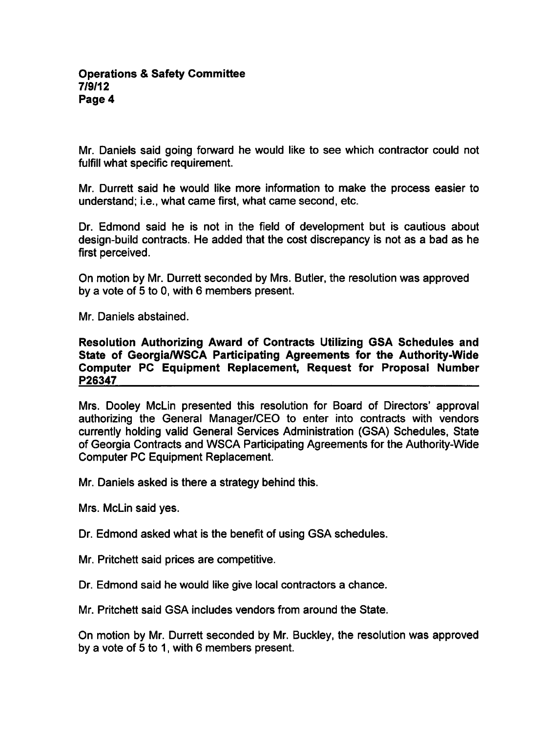Mr. Daniels said going forward he would like to see which contractor could not fulfill what specific requirement.

Mr. Durrett said he would like more information to make the process easier to understand; i.e., what came first, what came second, etc.

Dr. Edmond said he is not in the field of development but is cautious about design-build contracts. He added that the cost discrepancy is not as a bad as he first perceived.

On motion by Mr. Durrett seconded by Mrs. Butler, the resolution was approved by a vote of 5 to 0, with 6 members present.

Mr. Daniels abstained.

**Resolution Authorizing Award of Contracts Utilizing GSA Schedules and State of Georgia/WSCA Participating Agreements for the Authority-Wide Computer PC Equipment Replacement, Request for Proposal Number P26347**

Mrs. Dooley McLin presented this resolution for Board of Directors' approval authorizing the General Manager/CEO to enter into contracts with vendors currently holding valid General Services Administration (GSA) Schedules, State of Georgia Contracts and WSCA Participating Agreements for the Authority-Wide Computer PC Equipment Replacement.

Mr. Daniels asked is there a strategy behind this.

Mrs. McLin said yes.

Dr. Edmond asked what is the benefit of using GSA schedules.

Mr. Pritchett said prices are competitive.

Dr. Edmond said he would like give local contractors a chance.

Mr. Pritchett said GSA includes vendors from around the State.

On motion by Mr. Durrett seconded by Mr. Buckley, the resolution was approved by a vote of 5 to 1, with 6 members present.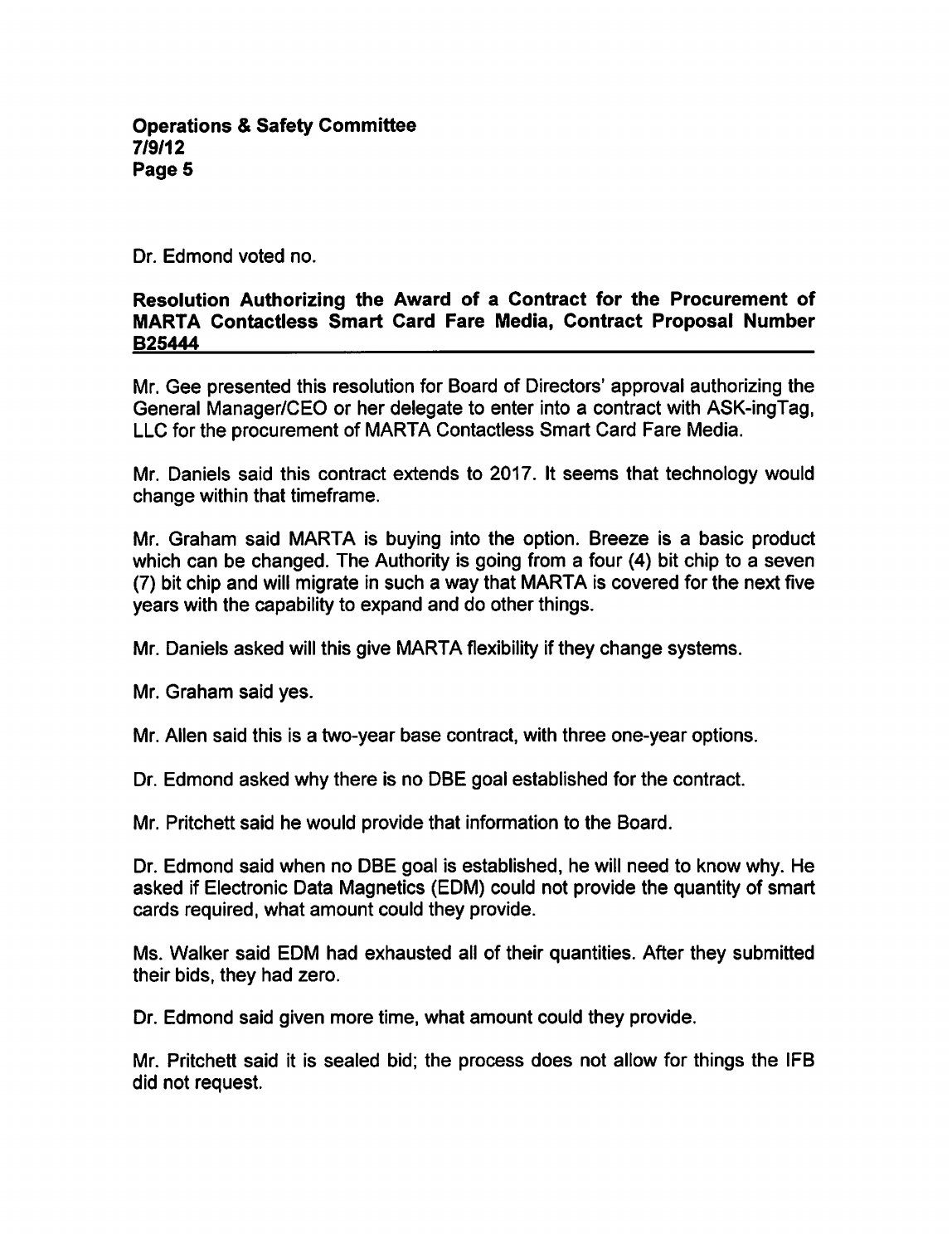Dr. Edmond voted no.

**Resolution Authorizing the Award of a Contract for the Procurement of MARTA Contactless Smart Card Fare Media, Contract Proposal Number B25444**

Mr. Gee presented this resolution for Board of Directors' approval authorizing the General Manager/CEO or her delegate to enter into a contract with ASK-ingTag, LLC for the procurement of MARTA Contactless Smart Card Fare Media.

Mr. Daniels said this contract extends to 2017. It seems that technology would change within that timeframe.

Mr. Graham said MARTA is buying into the option. Breeze is a basic product which can be changed. The Authority is going from a four (4) bit chip to a seven (7) bit chip and will migrate in such a way that MARTA is covered for the next five years with the capability to expand and do other things.

Mr. Daniels asked will this give MARTA flexibility if they change systems.

Mr. Graham said yes.

Mr. Allen said this is a two-year base contract, with three one-year options.

Dr. Edmond asked why there is no DBE goal established for the contract.

Mr. Pritchett said he would provide that information to the Board.

Dr. Edmond said when no DBE goal is established, he will need to know why. He asked if Electronic Data Magnetics (EDM) could not provide the quantity of smart cards required, what amount could they provide.

Ms. Walker said EDM had exhausted all of their quantities. After they submitted their bids, they had zero.

Dr. Edmond said given more time, what amount could they provide.

Mr. Pritchett said it is sealed bid; the process does not allow for things the IFB did not request.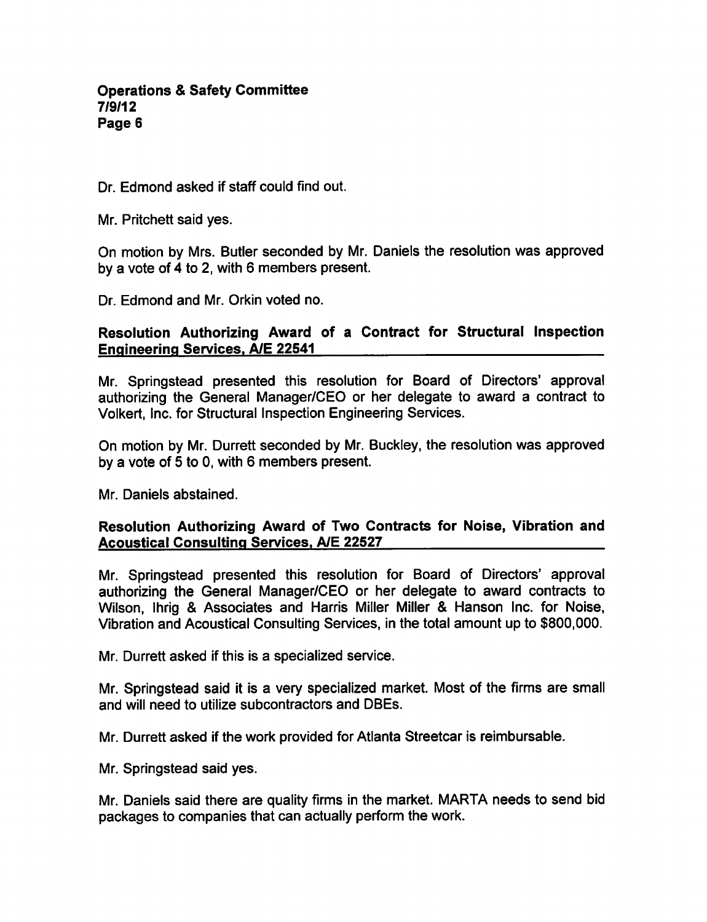Dr. Edmond asked if staff could find out.

Mr. Pritchett said yes.

On motion by Mrs. Butler seconded by Mr. Daniels the resolution was approved by a vote of 4 to 2, with 6 members present.

Dr. Edmond and Mr. Orkin voted no.

## Resolution Authorizing Award of a Contract for Structural Inspection Engineering Services, A/E 22541

Mr. Springstead presented this resolution for Board of Directors' approval authorizing the General Manager/CEO or her delegate to award a contract to Volkert, Inc. for Structural Inspection Engineering Services.

On motion by Mr. Durrett seconded by Mr. Buckley, the resolution was approved by a vote of 5 to 0, with 6 members present.

Mr. Daniels abstained.

## Resolution Authorizing Award of Two Contracts for Noise, Vibration and Acoustical Consulting Services, A/E 22527

Mr. Springstead presented this resolution for Board of Directors' approval authorizing the General Manager/CEO or her delegate to award contracts to Wilson, Ihrig & Associates and Harris Miller Miller & Hanson Inc. for Noise, Vibration and Acoustical Consulting Services, in the total amount up to $800,000.

Mr. Durrett asked if this is a specialized service.

Mr. Springstead said it is a very specialized market. Most of the firms are small and will need to utilize subcontractors and DBEs.

Mr. Durrett asked if the work provided for Atlanta Streetcar is reimbursable.

Mr. Springstead said yes.

Mr. Daniels said there are quality firms in the market. MARTA needs to send bid packages to companies that can actually perform the work.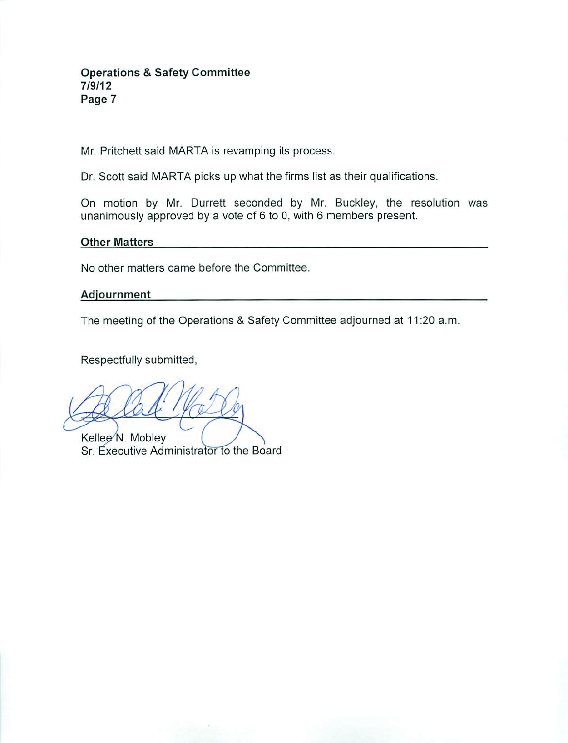Mr. Pritchett said MARTA is revamping its process.

Dr. Scott said MARTA picks up what the firms list as their qualifications.

On motion by Mr. Durrett seconded by Mr. Buckley, the resolution was unanimously approved by a vote of 6 to 0, with 6 members present.

## Other Matters

No other matters came before the Committee.

## Adjournment

The meeting of the Operations & Safety Committee adjourned at 11:20 a.m.

Respectfully submitted,

Kellee N. Mobley
Sr. Executive Administrator to the Board